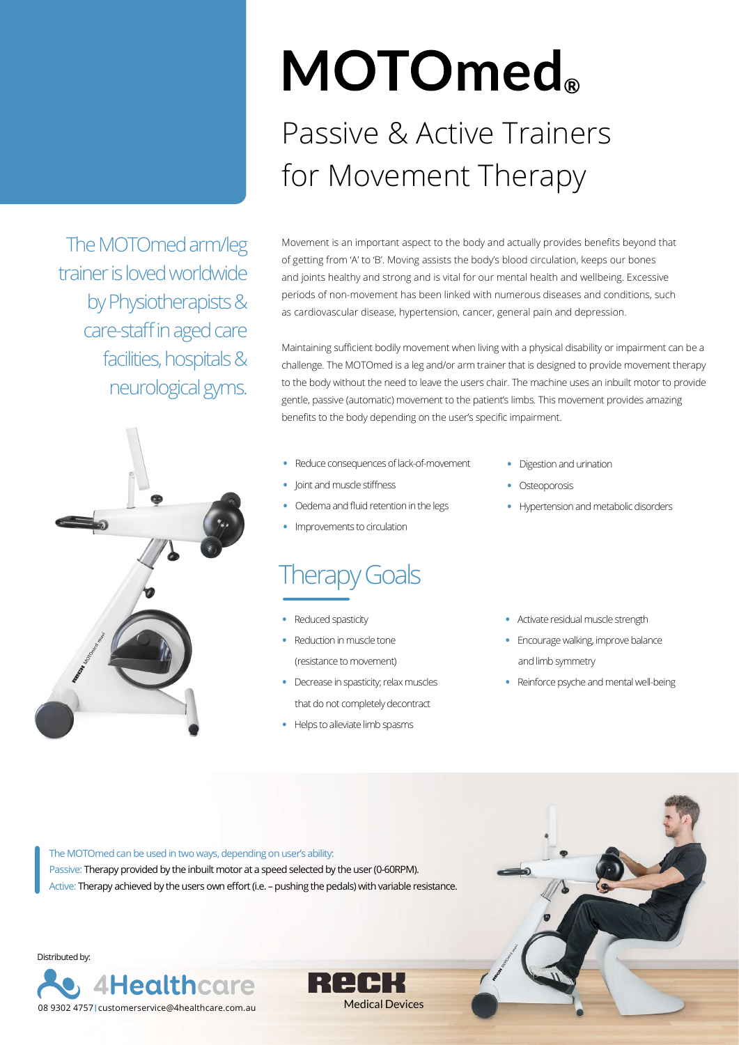# MOTOmed®

## Passive & Active Trainers for Movement Therapy

The MOTOmed arm/leg trainer is loved worldwide by Physiotherapists & care-staff in aged care facilities, hospitals & neurological gyms.

Movement is an important aspect to the body and actually provides benefits beyond that of getting from 'A' to 'B'. Moving assists the body's blood circulation, keeps our bones and joints healthy and strong and is vital for our mental health and wellbeing. Excessive periods of non-movement has been linked with numerous diseases and conditions, such as cardiovascular disease, hypertension, cancer, general pain and depression.

Maintaining sufficient bodily movement when living with a physical disability or impairment can be a challenge. The MOTOmed is a leg and/or arm trainer that is designed to provide movement therapy to the body without the need to leave the users chair. The machine uses an inbuilt motor to provide gentle, passive (automatic) movement to the patient's limbs. This movement provides amazing benefits to the body depending on the user's specific impairment.

- Reduce consequences of lack-of-movement
- Joint and muscle stiffness
- Oedema and fluid retention in the legs
- Improvements to circulation
- Digestion and urination
- Osteoporosis
- Hypertension and metabolic disorders

## Therapy Goals

- Reduced spasticity
- Reduction in muscle tone (resistance to movement)
- Decrease in spasticity; relax muscles that do not completely decontract
- Helps to alleviate limb spasms
- Activate residual muscle strength
- Encourage walking, improve balance and limb symmetry
- Reinforce psyche and mental well-being

The MOTOmed can be used in two ways, depending on user's ability:
Passive: Therapy provided by the inbuilt motor at a speed selected by the user (0-60RPM).
Active: Therapy achieved by the users own effort (i.e. – pushing the pedals) with variable resistance.

Distributed by:

4Healthcare
08 9302 4757 | customerservice@4healthcare.com.au

RECK Medical Devices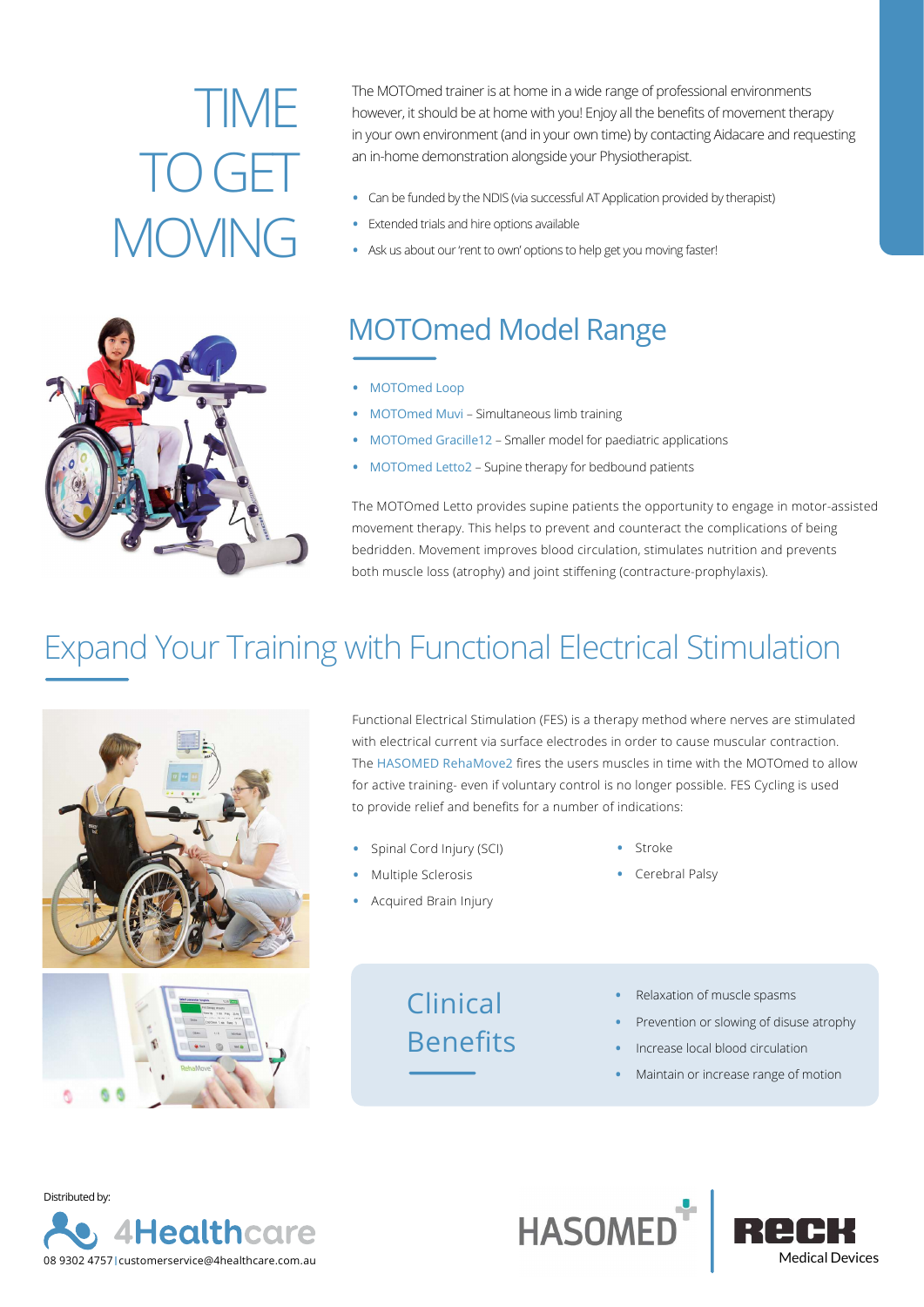# TIME TO GET MOVING

The MOTOmed trainer is at home in a wide range of professional environments however, it should be at home with you! Enjoy all the benefits of movement therapy in your own environment (and in your own time) by contacting Aidacare and requesting an in-home demonstration alongside your Physiotherapist.

- Can be funded by the NDIS (via successful AT Application provided by therapist)
- Extended trials and hire options available
- Ask us about our 'rent to own' options to help get you moving faster!

## MOTOmed Model Range

- MOTOmed Loop
- MOTOmed Muvi – Simultaneous limb training
- MOTOmed Gracille12 – Smaller model for paediatric applications
- MOTOmed Letto2 – Supine therapy for bedbound patients

The MOTOmed Letto provides supine patients the opportunity to engage in motor-assisted movement therapy. This helps to prevent and counteract the complications of being bedridden. Movement improves blood circulation, stimulates nutrition and prevents both muscle loss (atrophy) and joint stiffening (contracture-prophylaxis).

## Expand Your Training with Functional Electrical Stimulation

Functional Electrical Stimulation (FES) is a therapy method where nerves are stimulated with electrical current via surface electrodes in order to cause muscular contraction. The HASOMED RehaMove2 fires the users muscles in time with the MOTOmed to allow for active training- even if voluntary control is no longer possible. FES Cycling is used to provide relief and benefits for a number of indications:

- Spinal Cord Injury (SCI)
- Multiple Sclerosis
- Acquired Brain Injury
- Stroke
- Cerebral Palsy

### Clinical Benefits

- Relaxation of muscle spasms
- Prevention or slowing of disuse atrophy
- Increase local blood circulation
- Maintain or increase range of motion

Distributed by:

4Healthcare

08 9302 4757 | customerservice@4healthcare.com.au

HASOMED

RECK Medical Devices